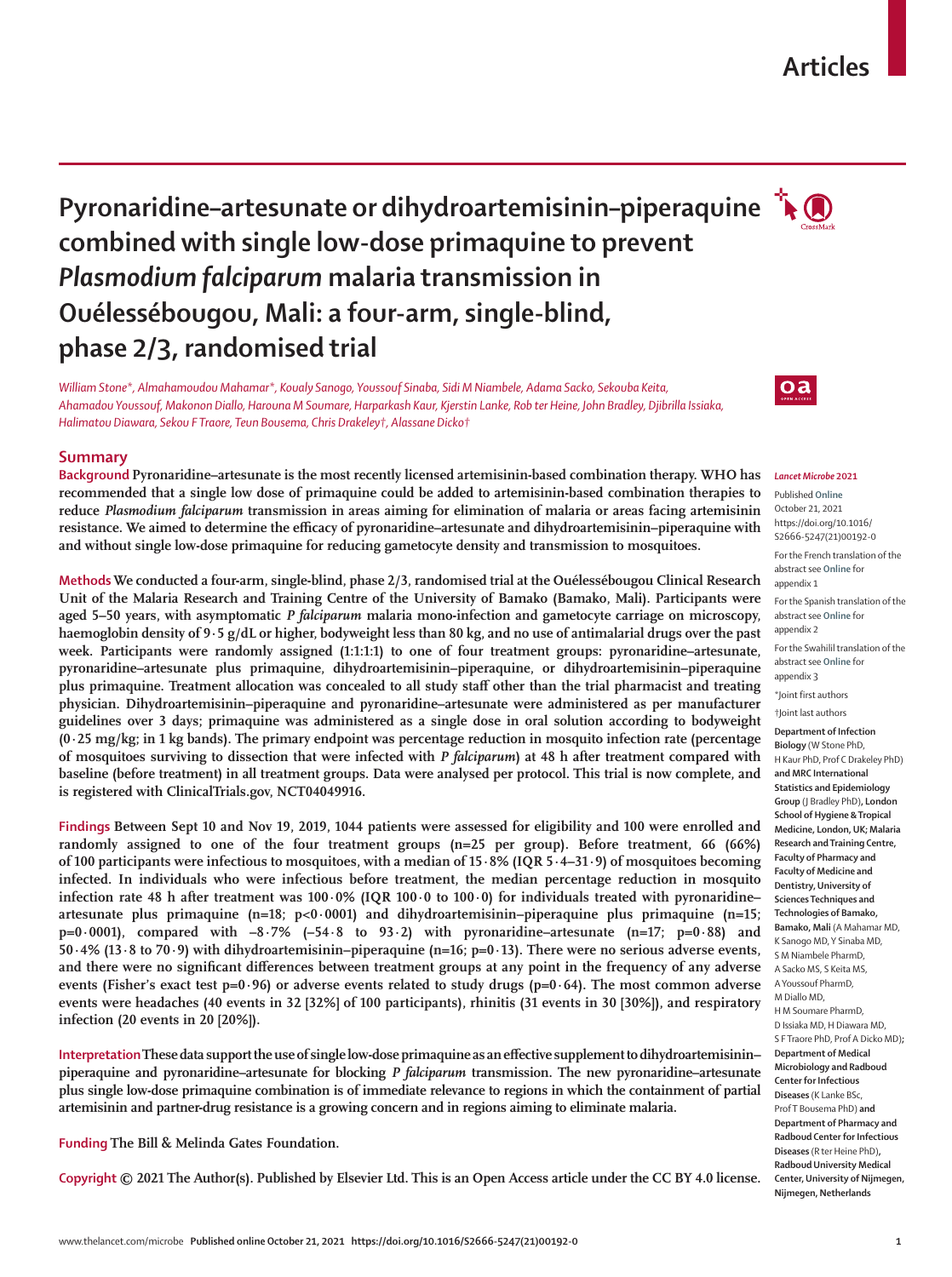# Pyronaridine–artesunate or dihydroartemisinin–piperaquine combined with single low-dose primaquine to prevent *Plasmodium falciparum* malaria transmission in Ouélessébougou, Mali: a four-arm, single-blind, phase 2/3, randomised trial

*William Stone\*, Almahamoudou Mahamar\*, Koualy Sanogo, Youssouf Sinaba, Sidi M Niambele, Adama Sacko, Sekouba Keita, Ahamadou Youssouf, Makonon Diallo, Harouna M Soumare, Harparkash Kaur, Kjerstin Lanke, Rob ter Heine, John Bradley, Djibrilla Issiaka, Halimatou Diawara, Sekou F Traore, Teun Bousema, Chris Drakeley†, Alassane Dicko†*

## Summary

**Background** Pyronaridine–artesunate is the most recently licensed artemisinin-based combination therapy. WHO has recommended that a single low dose of primaquine could be added to artemisinin-based combination therapies to reduce *Plasmodium falciparum* transmission in areas aiming for elimination of malaria or areas facing artemisinin resistance. We aimed to determine the efficacy of pyronaridine–artesunate and dihydroartemisinin–piperaquine with and without single low-dose primaquine for reducing gametocyte density and transmission to mosquitoes.

**Methods** We conducted a four-arm, single-blind, phase 2/3, randomised trial at the Ouélessébougou Clinical Research Unit of the Malaria Research and Training Centre of the University of Bamako (Bamako, Mali). Participants were aged 5–50 years, with asymptomatic *P falciparum* malaria mono-infection and gametocyte carriage on microscopy, haemoglobin density of 9·5 g/dL or higher, bodyweight less than 80 kg, and no use of antimalarial drugs over the past week. Participants were randomly assigned (1:1:1:1) to one of four treatment groups: pyronaridine–artesunate, pyronaridine–artesunate plus primaquine, dihydroartemisinin–piperaquine, or dihydroartemisinin–piperaquine plus primaquine. Treatment allocation was concealed to all study staff other than the trial pharmacist and treating physician. Dihydroartemisinin–piperaquine and pyronaridine–artesunate were administered as per manufacturer guidelines over 3 days; primaquine was administered as a single dose in oral solution according to bodyweight (0·25 mg/kg; in 1 kg bands). The primary endpoint was percentage reduction in mosquito infection rate (percentage of mosquitoes surviving to dissection that were infected with *P falciparum*) at 48 h after treatment compared with baseline (before treatment) in all treatment groups. Data were analysed per protocol. This trial is now complete, and is registered with ClinicalTrials.gov, NCT04049916.

**Findings** Between Sept 10 and Nov 19, 2019, 1044 patients were assessed for eligibility and 100 were enrolled and randomly assigned to one of the four treatment groups (n=25 per group). Before treatment, 66 (66%) of 100 participants were infectious to mosquitoes, with a median of 15·8% (IQR 5·4–31·9) of mosquitoes becoming infected. In individuals who were infectious before treatment, the median percentage reduction in mosquito infection rate 48 h after treatment was 100·0% (IQR 100·0 to 100·0) for individuals treated with pyronaridine–artesunate plus primaquine (n=18; p<0·0001) and dihydroartemisinin–piperaquine plus primaquine (n=15; p=0·0001), compared with –8·7% (–54·8 to 93·2) with pyronaridine–artesunate (n=17; p=0·88) and 50·4% (13·8 to 70·9) with dihydroartemisinin–piperaquine (n=16; p=0·13). There were no serious adverse events, and there were no significant differences between treatment groups at any point in the frequency of any adverse events (Fisher's exact test p=0·96) or adverse events related to study drugs (p=0·64). The most common adverse events were headaches (40 events in 32 [32%] of 100 participants), rhinitis (31 events in 30 [30%]), and respiratory infection (20 events in 20 [20%]).

**Interpretation** These data support the use of single low-dose primaquine as an effective supplement to dihydroartemisinin–piperaquine and pyronaridine–artesunate for blocking *P falciparum* transmission. The new pyronaridine–artesunate plus single low-dose primaquine combination is of immediate relevance to regions in which the containment of partial artemisinin and partner-drug resistance is a growing concern and in regions aiming to eliminate malaria.

**Funding** The Bill & Melinda Gates Foundation.

**Copyright** © 2021 The Author(s). Published by Elsevier Ltd. This is an Open Access article under the CC BY 4.0 license.

*Lancet Microbe* 2021

Published Online October 21, 2021 https://doi.org/10.1016/S2666-5247(21)00192-0

For the French translation of the abstract see Online for appendix 1

For the Spanish translation of the abstract see Online for appendix 2

For the Swahilil translation of the abstract see Online for appendix 3

\*Joint first authors

†Joint last authors

**Department of Infection Biology** (W Stone PhD, H Kaur PhD, Prof C Drakeley PhD) **and MRC International Statistics and Epidemiology Group** (J Bradley PhD)**, London School of Hygiene & Tropical Medicine, London, UK; Malaria Research and Training Centre, Faculty of Pharmacy and Faculty of Medicine and Dentistry, University of Sciences Techniques and Technologies of Bamako, Bamako, Mali** (A Mahamar MD, K Sanogo MD, Y Sinaba MD, S M Niambele PharmD, A Sacko MS, S Keita MS, A Youssouf PharmD, M Diallo MD, H M Soumare PharmD, D Issiaka MD, H Diawara MD, S F Traore PhD, Prof A Dicko MD)**; Department of Medical Microbiology and Radboud Center for Infectious Diseases** (K Lanke BSc, Prof T Bousema PhD) **and Department of Pharmacy and Radboud Center for Infectious Diseases** (R ter Heine PhD)**, Radboud University Medical Center, University of Nijmegen, Nijmegen, Netherlands**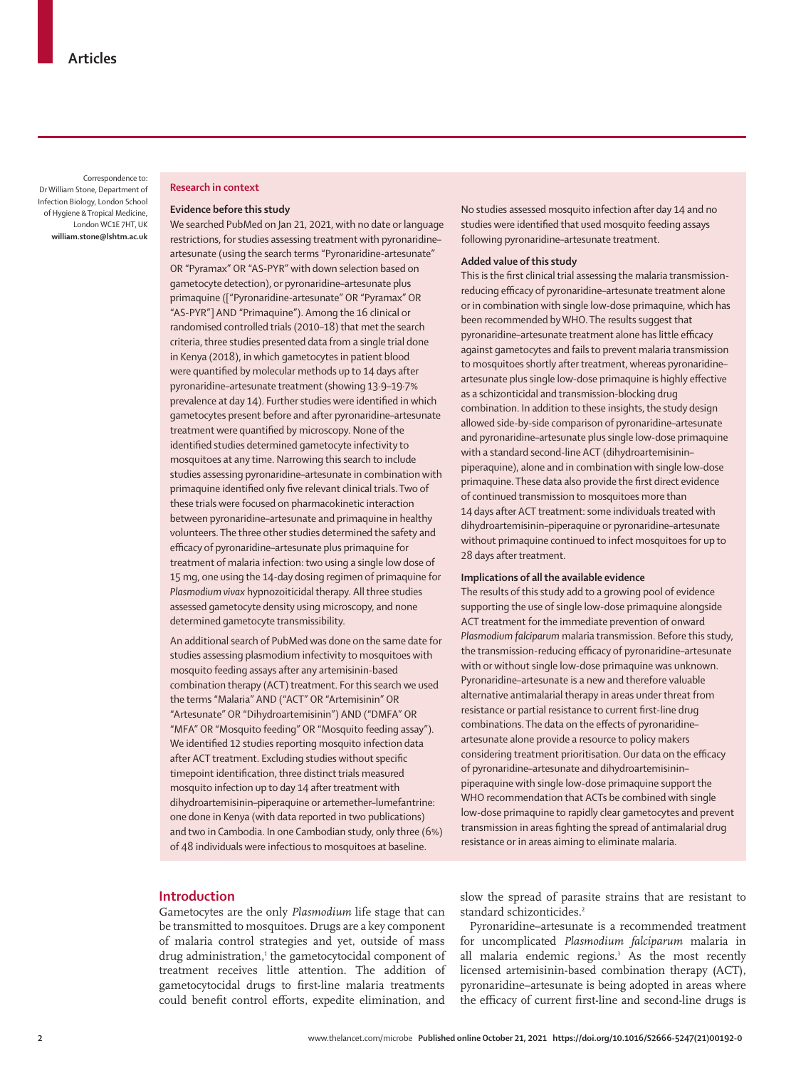Correspondence to: Dr William Stone, Department of Infection Biology, London School of Hygiene & Tropical Medicine, London WC1E 7HT, UK **william.stone@lshtm.ac.uk**

## Research in context

### Evidence before this study

We searched PubMed on Jan 21, 2021, with no date or language restrictions, for studies assessing treatment with pyronaridine–artesunate (using the search terms "Pyronaridine-artesunate" OR "Pyramax" OR "AS-PYR" with down selection based on gametocyte detection), or pyronaridine–artesunate plus primaquine (["Pyronaridine-artesunate" OR "Pyramax" OR "AS-PYR"] AND "Primaquine"). Among the 16 clinical or randomised controlled trials (2010–18) that met the search criteria, three studies presented data from a single trial done in Kenya (2018), in which gametocytes in patient blood were quantified by molecular methods up to 14 days after pyronaridine–artesunate treatment (showing 13·9–19·7% prevalence at day 14). Further studies were identified in which gametocytes present before and after pyronaridine–artesunate treatment were quantified by microscopy. None of the identified studies determined gametocyte infectivity to mosquitoes at any time. Narrowing this search to include studies assessing pyronaridine–artesunate in combination with primaquine identified only five relevant clinical trials. Two of these trials were focused on pharmacokinetic interaction between pyronaridine–artesunate and primaquine in healthy volunteers. The three other studies determined the safety and efficacy of pyronaridine–artesunate plus primaquine for treatment of malaria infection: two using a single low dose of 15 mg, one using the 14-day dosing regimen of primaquine for *Plasmodium vivax* hypnozoiticidal therapy. All three studies assessed gametocyte density using microscopy, and none determined gametocyte transmissibility.

An additional search of PubMed was done on the same date for studies assessing plasmodium infectivity to mosquitoes with mosquito feeding assays after any artemisinin-based combination therapy (ACT) treatment. For this search we used the terms "Malaria" AND ("ACT" OR "Artemisinin" OR "Artesunate" OR "Dihydroartemisinin") AND ("DMFA" OR "MFA" OR "Mosquito feeding" OR "Mosquito feeding assay"). We identified 12 studies reporting mosquito infection data after ACT treatment. Excluding studies without specific timepoint identification, three distinct trials measured mosquito infection up to day 14 after treatment with dihydroartemisinin–piperaquine or artemether–lumefantrine: one done in Kenya (with data reported in two publications) and two in Cambodia. In one Cambodian study, only three (6%) of 48 individuals were infectious to mosquitoes at baseline. No studies assessed mosquito infection after day 14 and no studies were identified that used mosquito feeding assays following pyronaridine–artesunate treatment.

### Added value of this study

This is the first clinical trial assessing the malaria transmission-reducing efficacy of pyronaridine–artesunate treatment alone or in combination with single low-dose primaquine, which has been recommended by WHO. The results suggest that pyronaridine–artesunate treatment alone has little efficacy against gametocytes and fails to prevent malaria transmission to mosquitoes shortly after treatment, whereas pyronaridine–artesunate plus single low-dose primaquine is highly effective as a schizonticidal and transmission-blocking drug combination. In addition to these insights, the study design allowed side-by-side comparison of pyronaridine–artesunate and pyronaridine–artesunate plus single low-dose primaquine with a standard second-line ACT (dihydroartemisinin–piperaquine), alone and in combination with single low-dose primaquine. These data also provide the first direct evidence of continued transmission to mosquitoes more than 14 days after ACT treatment: some individuals treated with dihydroartemisinin–piperaquine or pyronaridine–artesunate without primaquine continued to infect mosquitoes for up to 28 days after treatment.

### Implications of all the available evidence

The results of this study add to a growing pool of evidence supporting the use of single low-dose primaquine alongside ACT treatment for the immediate prevention of onward *Plasmodium falciparum* malaria transmission. Before this study, the transmission-reducing efficacy of pyronaridine–artesunate with or without single low-dose primaquine was unknown. Pyronaridine–artesunate is a new and therefore valuable alternative antimalarial therapy in areas under threat from resistance or partial resistance to current first-line drug combinations. The data on the effects of pyronaridine–artesunate alone provide a resource to policy makers considering treatment prioritisation. Our data on the efficacy of pyronaridine–artesunate and dihydroartemisinin–piperaquine with single low-dose primaquine support the WHO recommendation that ACTs be combined with single low-dose primaquine to rapidly clear gametocytes and prevent transmission in areas fighting the spread of antimalarial drug resistance or in areas aiming to eliminate malaria.

## Introduction

Gametocytes are the only *Plasmodium* life stage that can be transmitted to mosquitoes. Drugs are a key component of malaria control strategies and yet, outside of mass drug administration,[1] the gametocytocidal component of treatment receives little attention. The addition of gametocytocidal drugs to first-line malaria treatments could benefit control efforts, expedite elimination, and slow the spread of parasite strains that are resistant to standard schizonticides.[2]

Pyronaridine–artesunate is a recommended treatment for uncomplicated *Plasmodium falciparum* malaria in all malaria endemic regions.[3] As the most recently licensed artemisinin-based combination therapy (ACT), pyronaridine–artesunate is being adopted in areas where the efficacy of current first-line and second-line drugs is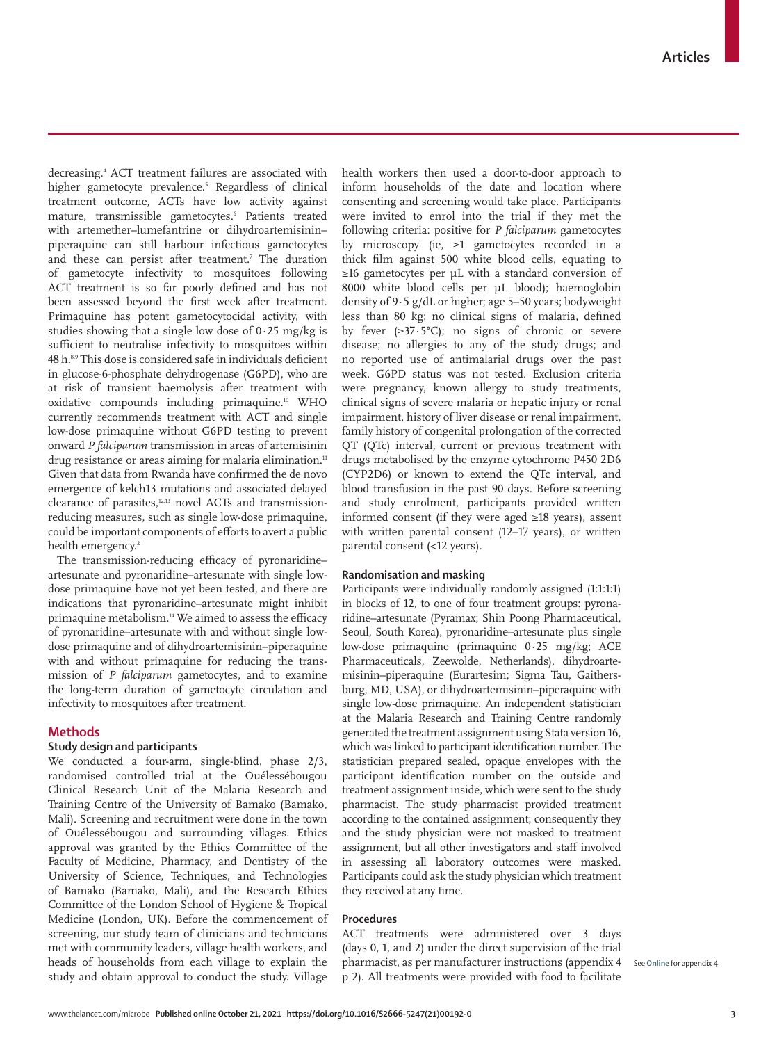decreasing.[4] ACT treatment failures are associated with higher gametocyte prevalence.[5] Regardless of clinical treatment outcome, ACTs have low activity against mature, transmissible gametocytes.[6] Patients treated with artemether–lumefantrine or dihydroartemisinin–piperaquine can still harbour infectious gametocytes and these can persist after treatment.[7] The duration of gametocyte infectivity to mosquitoes following ACT treatment is so far poorly defined and has not been assessed beyond the first week after treatment. Primaquine has potent gametocytocidal activity, with studies showing that a single low dose of 0·25 mg/kg is sufficient to neutralise infectivity to mosquitoes within 48 h.[8,9] This dose is considered safe in individuals deficient in glucose-6-phosphate dehydrogenase (G6PD), who are at risk of transient haemolysis after treatment with oxidative compounds including primaquine.[10] WHO currently recommends treatment with ACT and single low-dose primaquine without G6PD testing to prevent onward *P falciparum* transmission in areas of artemisinin drug resistance or areas aiming for malaria elimination.[11] Given that data from Rwanda have confirmed the de novo emergence of kelch13 mutations and associated delayed clearance of parasites,[12,13] novel ACTs and transmission-reducing measures, such as single low-dose primaquine, could be important components of efforts to avert a public health emergency.[2]

The transmission-reducing efficacy of pyronaridine–artesunate and pyronaridine–artesunate with single low-dose primaquine have not yet been tested, and there are indications that pyronaridine–artesunate might inhibit primaquine metabolism.[14] We aimed to assess the efficacy of pyronaridine–artesunate with and without single low-dose primaquine and of dihydroartemisinin–piperaquine with and without primaquine for reducing the transmission of *P falciparum* gametocytes, and to examine the long-term duration of gametocyte circulation and infectivity to mosquitoes after treatment.

## Methods

### Study design and participants

We conducted a four-arm, single-blind, phase 2/3, randomised controlled trial at the Ouélességbougou Clinical Research Unit of the Malaria Research and Training Centre of the University of Bamako (Bamako, Mali). Screening and recruitment were done in the town of Ouélességbougou and surrounding villages. Ethics approval was granted by the Ethics Committee of the Faculty of Medicine, Pharmacy, and Dentistry of the University of Science, Techniques, and Technologies of Bamako (Bamako, Mali), and the Research Ethics Committee of the London School of Hygiene & Tropical Medicine (London, UK). Before the commencement of screening, our study team of clinicians and technicians met with community leaders, village health workers, and heads of households from each village to explain the study and obtain approval to conduct the study. Village health workers then used a door-to-door approach to inform households of the date and location where consenting and screening would take place. Participants were invited to enrol into the trial if they met the following criteria: positive for *P falciparum* gametocytes by microscopy (ie, ≥1 gametocytes recorded in a thick film against 500 white blood cells, equating to ≥16 gametocytes per µL with a standard conversion of 8000 white blood cells per µL blood); haemoglobin density of 9·5 g/dL or higher; age 5–50 years; bodyweight less than 80 kg; no clinical signs of malaria, defined by fever (≥37·5°C); no signs of chronic or severe disease; no allergies to any of the study drugs; and no reported use of antimalarial drugs over the past week. G6PD status was not tested. Exclusion criteria were pregnancy, known allergy to study treatments, clinical signs of severe malaria or hepatic injury or renal impairment, history of liver disease or renal impairment, family history of congenital prolongation of the corrected QT (QTc) interval, current or previous treatment with drugs metabolised by the enzyme cytochrome P450 2D6 (CYP2D6) or known to extend the QTc interval, and blood transfusion in the past 90 days. Before screening and study enrolment, participants provided written informed consent (if they were aged ≥18 years), assent with written parental consent (12–17 years), or written parental consent (<12 years).

### Randomisation and masking

Participants were individually randomly assigned (1:1:1:1) in blocks of 12, to one of four treatment groups: pyronaridine–artesunate (Pyramax; Shin Poong Pharmaceutical, Seoul, South Korea), pyronaridine–artesunate plus single low-dose primaquine (primaquine 0·25 mg/kg; ACE Pharmaceuticals, Zeewolde, Netherlands), dihydroartemisinin–piperaquine (Eurartesim; Sigma Tau, Gaithersburg, MD, USA), or dihydroartemisinin–piperaquine with single low-dose primaquine. An independent statistician at the Malaria Research and Training Centre randomly generated the treatment assignment using Stata version 16, which was linked to participant identification number. The statistician prepared sealed, opaque envelopes with the participant identification number on the outside and treatment assignment inside, which were sent to the study pharmacist. The study pharmacist provided treatment according to the contained assignment; consequently they and the study physician were not masked to treatment assignment, but all other investigators and staff involved in assessing all laboratory outcomes were masked. Participants could ask the study physician which treatment they received at any time.

### Procedures

ACT treatments were administered over 3 days (days 0, 1, and 2) under the direct supervision of the trial pharmacist, as per manufacturer instructions (appendix 4 p 2). All treatments were provided with food to facilitate

See Online for appendix 4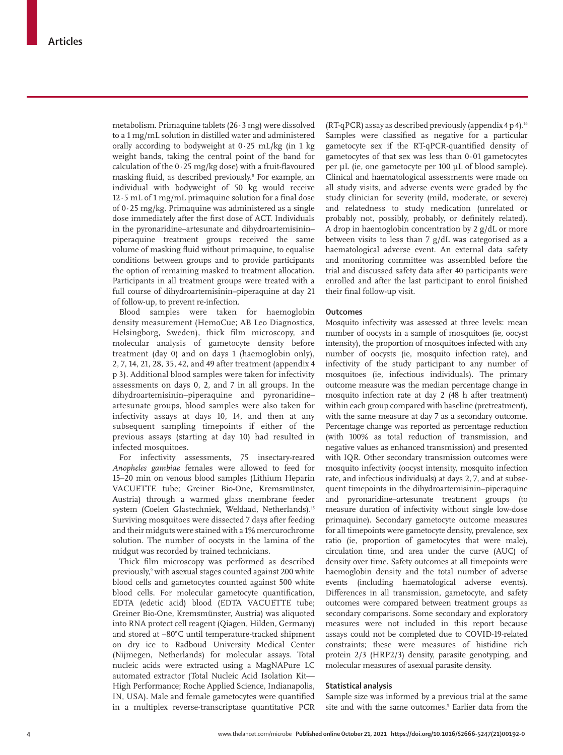metabolism. Primaquine tablets (26·3 mg) were dissolved to a 1 mg/mL solution in distilled water and administered orally according to bodyweight at 0·25 mL/kg (in 1 kg weight bands, taking the central point of the band for calculation of the 0·25 mg/kg dose) with a fruit-flavoured masking fluid, as described previously.[8] For example, an individual with bodyweight of 50 kg would receive 12·5 mL of 1 mg/mL primaquine solution for a final dose of 0·25 mg/kg. Primaquine was administered as a single dose immediately after the first dose of ACT. Individuals in the pyronaridine–artesunate and dihydroartemisinin–piperaquine treatment groups received the same volume of masking fluid without primaquine, to equalise conditions between groups and to provide participants the option of remaining masked to treatment allocation. Participants in all treatment groups were treated with a full course of dihydroartemisinin–piperaquine at day 21 of follow-up, to prevent re-infection.

Blood samples were taken for haemoglobin density measurement (HemoCue; AB Leo Diagnostics, Helsingborg, Sweden), thick film microscopy, and molecular analysis of gametocyte density before treatment (day 0) and on days 1 (haemoglobin only), 2, 7, 14, 21, 28, 35, 42, and 49 after treatment (appendix 4 p 3). Additional blood samples were taken for infectivity assessments on days 0, 2, and 7 in all groups. In the dihydroartemisinin–piperaquine and pyronaridine–artesunate groups, blood samples were also taken for infectivity assays at days 10, 14, and then at any subsequent sampling timepoints if either of the previous assays (starting at day 10) had resulted in infected mosquitoes.

For infectivity assessments, 75 insectary-reared *Anopheles gambiae* females were allowed to feed for 15–20 min on venous blood samples (Lithium Heparin VACUETTE tube; Greiner Bio-One, Kremsmünster, Austria) through a warmed glass membrane feeder system (Coelen Glastechniek, Weldaad, Netherlands).[15] Surviving mosquitoes were dissected 7 days after feeding and their midguts were stained with a 1% mercurochrome solution. The number of oocysts in the lamina of the midgut was recorded by trained technicians.

Thick film microscopy was performed as described previously,[9] with asexual stages counted against 200 white blood cells and gametocytes counted against 500 white blood cells. For molecular gametocyte quantification, EDTA (edetic acid) blood (EDTA VACUETTE tube; Greiner Bio-One, Kremsmünster, Austria) was aliquoted into RNA protect cell reagent (Qiagen, Hilden, Germany) and stored at –80°C until temperature-tracked shipment on dry ice to Radboud University Medical Center (Nijmegen, Netherlands) for molecular assays. Total nucleic acids were extracted using a MagNAPure LC automated extractor (Total Nucleic Acid Isolation Kit—High Performance; Roche Applied Science, Indianapolis, IN, USA). Male and female gametocytes were quantified in a multiplex reverse-transcriptase quantitative PCR (RT-qPCR) assay as described previously (appendix 4 p 4).[16] Samples were classified as negative for a particular gametocyte sex if the RT-qPCR-quantified density of gametocytes of that sex was less than 0·01 gametocytes per µL (ie, one gametocyte per 100 µL of blood sample). Clinical and haematological assessments were made on all study visits, and adverse events were graded by the study clinician for severity (mild, moderate, or severe) and relatedness to study medication (unrelated or probably not, possibly, probably, or definitely related). A drop in haemoglobin concentration by 2 g/dL or more between visits to less than 7 g/dL was categorised as a haematological adverse event. An external data safety and monitoring committee was assembled before the trial and discussed safety data after 40 participants were enrolled and after the last participant to enrol finished their final follow-up visit.

## Outcomes

Mosquito infectivity was assessed at three levels: mean number of oocysts in a sample of mosquitoes (ie, oocyst intensity), the proportion of mosquitoes infected with any number of oocysts (ie, mosquito infection rate), and infectivity of the study participant to any number of mosquitoes (ie, infectious individuals). The primary outcome measure was the median percentage change in mosquito infection rate at day 2 (48 h after treatment) within each group compared with baseline (pretreatment), with the same measure at day 7 as a secondary outcome. Percentage change was reported as percentage reduction (with 100% as total reduction of transmission, and negative values as enhanced transmission) and presented with IQR. Other secondary transmission outcomes were mosquito infectivity (oocyst intensity, mosquito infection rate, and infectious individuals) at days 2, 7, and at subsequent timepoints in the dihydroartemisinin–piperaquine and pyronaridine–artesunate treatment groups (to measure duration of infectivity without single low-dose primaquine). Secondary gametocyte outcome measures for all timepoints were gametocyte density, prevalence, sex ratio (ie, proportion of gametocytes that were male), circulation time, and area under the curve (AUC) of density over time. Safety outcomes at all timepoints were haemoglobin density and the total number of adverse events (including haematological adverse events). Differences in all transmission, gametocyte, and safety outcomes were compared between treatment groups as secondary comparisons. Some secondary and exploratory measures were not included in this report because assays could not be completed due to COVID-19-related constraints; these were measures of histidine rich protein 2/3 (HRP2/3) density, parasite genotyping, and molecular measures of asexual parasite density.

## Statistical analysis

Sample size was informed by a previous trial at the same site and with the same outcomes.[9] Earlier data from the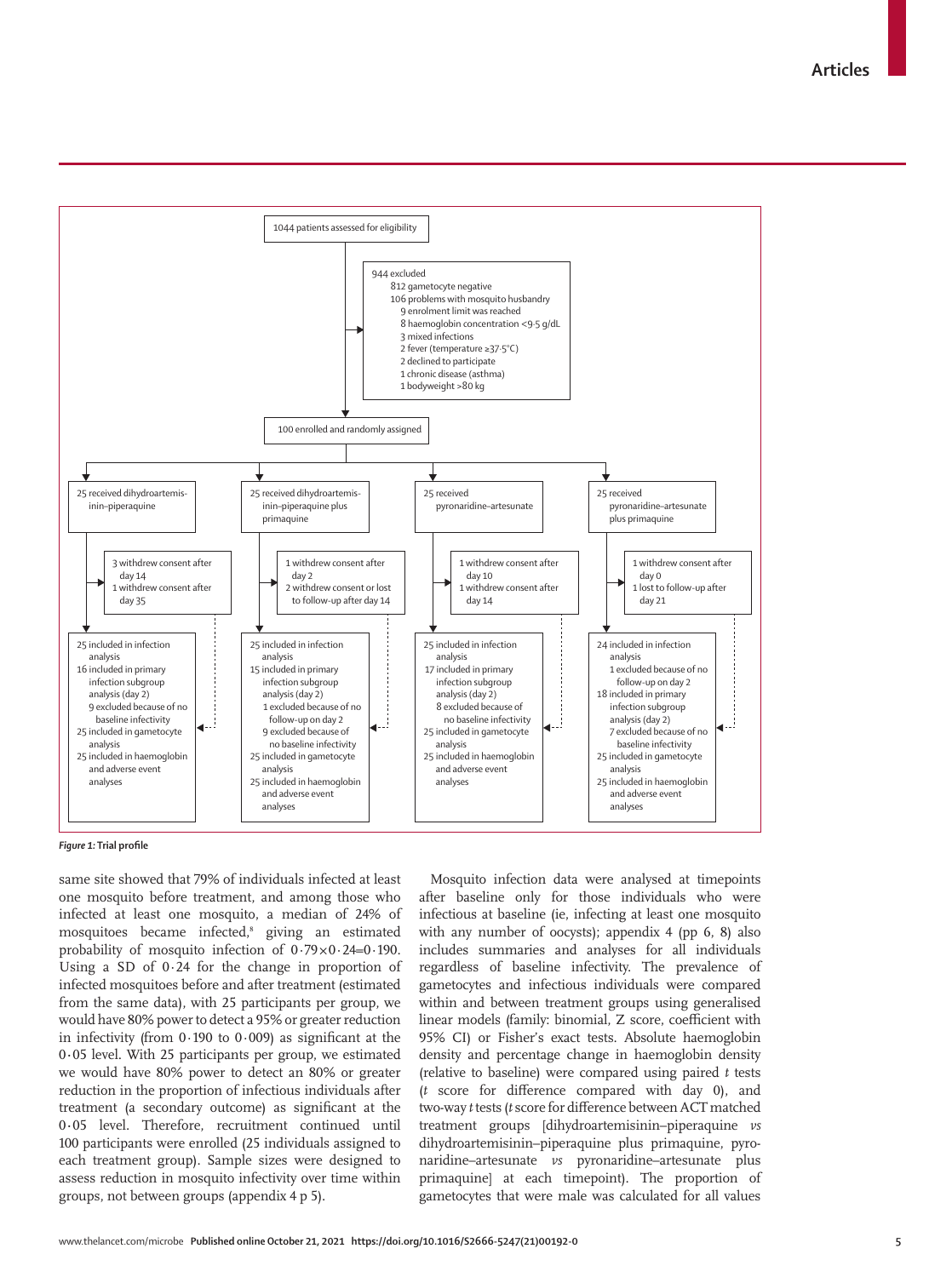1044 patients assessed for eligibility

944 excluded
- 812 gametocyte negative
- 106 problems with mosquito husbandry
- 9 enrolment limit was reached
- 8 haemoglobin concentration <9·5 g/dL
- 3 mixed infections
- 2 fever (temperature ≥37·5°C)
- 2 declined to participate
- 1 chronic disease (asthma)
- 1 bodyweight >80 kg

100 enrolled and randomly assigned

| 25 received dihydroartemisinin–piperaquine | 25 received dihydroartemisinin–piperaquine plus primaquine | 25 received pyronaridine–artesunate | 25 received pyronaridine–artesunate plus primaquine |
| --- | --- | --- | --- |
| 3 withdrew consent after day 14; 1 withdrew consent after day 35 | 1 withdrew consent after day 2; 2 withdrew consent or lost to follow-up after day 14 | 1 withdrew consent after day 10; 1 withdrew consent after day 14 | 1 withdrew consent after day 0; 1 lost to follow-up after day 21 |
| 25 included in infection analysis; 16 included in primary infection subgroup analysis (day 2); 9 excluded because of no baseline infectivity; 25 included in gametocyte analysis; 25 included in haemoglobin and adverse event analyses | 25 included in infection analysis; 15 included in primary infection subgroup analysis (day 2); 1 excluded because of no follow-up on day 2; 9 excluded because of no baseline infectivity; 25 included in gametocyte analysis; 25 included in haemoglobin and adverse event analyses | 25 included in infection analysis; 17 included in primary infection subgroup analysis (day 2); 8 excluded because of no baseline infectivity; 25 included in gametocyte analysis; 25 included in haemoglobin and adverse event analyses | 24 included in infection analysis; 1 excluded because of no follow-up on day 2; 18 included in primary infection subgroup analysis (day 2); 7 excluded because of no baseline infectivity; 25 included in gametocyte analysis; 25 included in haemoglobin and adverse event analyses |

***Figure 1:*** **Trial profile**

same site showed that 79% of individuals infected at least one mosquito before treatment, and among those who infected at least one mosquito, a median of 24% of mosquitoes became infected,[8] giving an estimated probability of mosquito infection of $0·79 \times 0·24 = 0·190$. Using a SD of 0·24 for the change in proportion of infected mosquitoes before and after treatment (estimated from the same data), with 25 participants per group, we would have 80% power to detect a 95% or greater reduction in infectivity (from 0·190 to 0·009) as significant at the 0·05 level. With 25 participants per group, we estimated we would have 80% power to detect an 80% or greater reduction in the proportion of infectious individuals after treatment (a secondary outcome) as significant at the 0·05 level. Therefore, recruitment continued until 100 participants were enrolled (25 individuals assigned to each treatment group). Sample sizes were designed to assess reduction in mosquito infectivity over time within groups, not between groups (appendix 4 p 5).

Mosquito infection data were analysed at timepoints after baseline only for those individuals who were infectious at baseline (ie, infecting at least one mosquito with any number of oocysts); appendix 4 (pp 6, 8) also includes summaries and analyses for all individuals regardless of baseline infectivity. The prevalence of gametocytes and infectious individuals were compared within and between treatment groups using generalised linear models (family: binomial, Z score, coefficient with 95% CI) or Fisher's exact tests. Absolute haemoglobin density and percentage change in haemoglobin density (relative to baseline) were compared using paired *t* tests (*t* score for difference compared with day 0), and two-way *t* tests (*t* score for difference between ACT matched treatment groups [dihydroartemisinin–piperaquine *vs* dihydroartemisinin–piperaquine plus primaquine, pyronaridine–artesunate *vs* pyronaridine–artesunate plus primaquine] at each timepoint). The proportion of gametocytes that were male was calculated for all values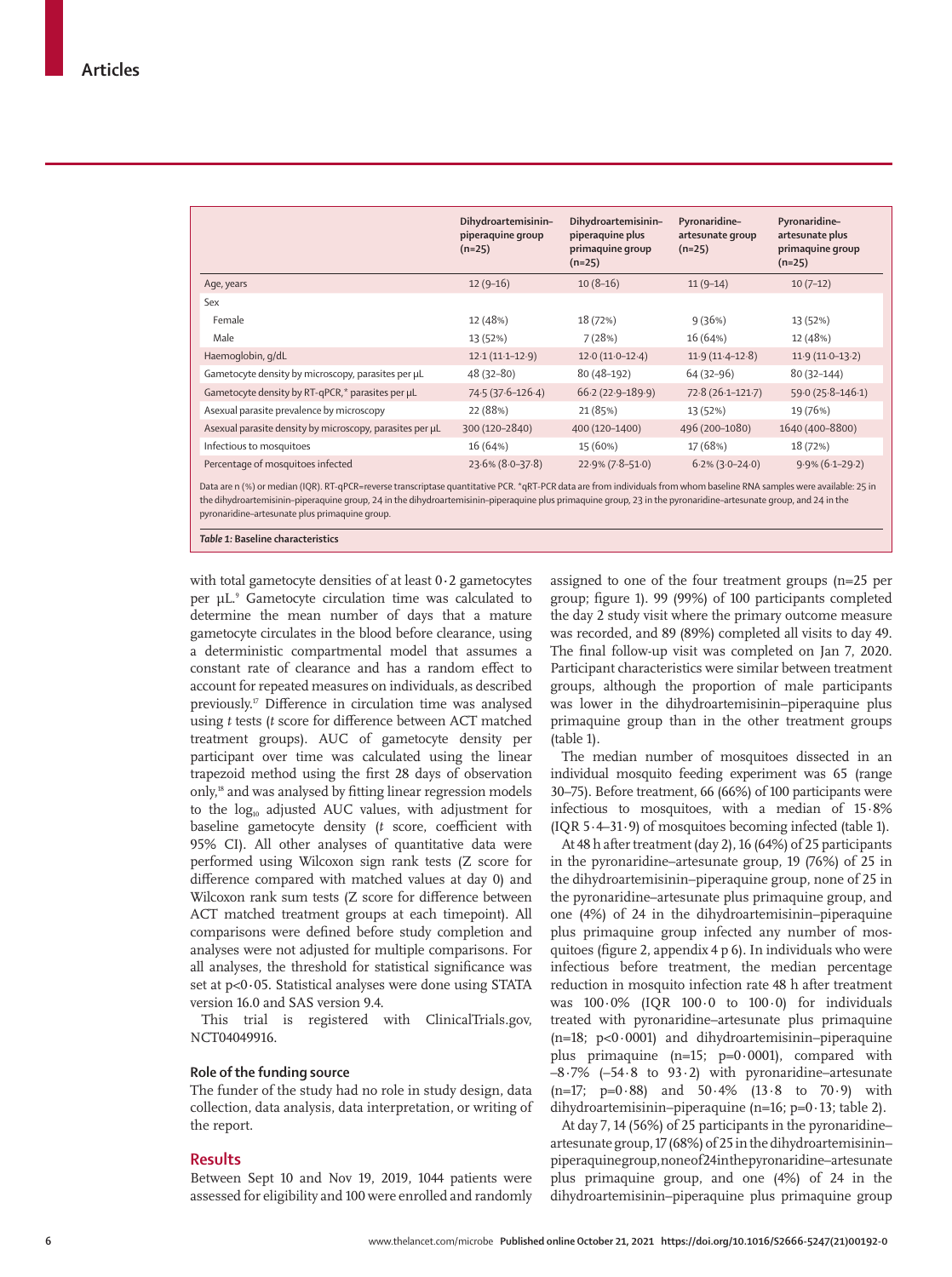| | Dihydroartemisinin–piperaquine group (n=25) | Dihydroartemisinin–piperaquine plus primaquine group (n=25) | Pyronaridine–artesunate group (n=25) | Pyronaridine–artesunate plus primaquine group (n=25) |
|---|---|---|---|---|
| Age, years | 12 (9–16) | 10 (8–16) | 11 (9–14) | 10 (7–12) |
| Sex | | | | |
| Female | 12 (48%) | 18 (72%) | 9 (36%) | 13 (52%) |
| Male | 13 (52%) | 7 (28%) | 16 (64%) | 12 (48%) |
| Haemoglobin, g/dL | 12·1 (11·1–12·9) | 12·0 (11·0–12·4) | 11·9 (11·4–12·8) | 11·9 (11·0–13·2) |
| Gametocyte density by microscopy, parasites per µL | 48 (32–80) | 80 (48–192) | 64 (32–96) | 80 (32–144) |
| Gametocyte density by RT-qPCR,* parasites per µL | 74·5 (37·6–126·4) | 66·2 (22·9–189·9) | 72·8 (26·1–121·7) | 59·0 (25·8–146·1) |
| Asexual parasite prevalence by microscopy | 22 (88%) | 21 (85%) | 13 (52%) | 19 (76%) |
| Asexual parasite density by microscopy, parasites per µL | 300 (120–2840) | 400 (120–1400) | 496 (200–1080) | 1640 (400–8800) |
| Infectious to mosquitoes | 16 (64%) | 15 (60%) | 17 (68%) | 18 (72%) |
| Percentage of mosquitoes infected | 23·6% (8·0–37·8) | 22·9% (7·8–51·0) | 6·2% (3·0–24·0) | 9·9% (6·1–29·2) |

Data are n (%) or median (IQR). RT-qPCR=reverse transcriptase quantitative PCR. *qRT-PCR data are from individuals from whom baseline RNA samples were available: 25 in the dihydroartemisinin–piperaquine group, 24 in the dihydroartemisinin–piperaquine plus primaquine group, 23 in the pyronaridine–artesunate group, and 24 in the pyronaridine–artesunate plus primaquine group.

*Table 1:* **Baseline characteristics**

with total gametocyte densities of at least 0·2 gametocytes per µL.[9] Gametocyte circulation time was calculated to determine the mean number of days that a mature gametocyte circulates in the blood before clearance, using a deterministic compartmental model that assumes a constant rate of clearance and has a random effect to account for repeated measures on individuals, as described previously.[17] Difference in circulation time was analysed using *t* tests (*t* score for difference between ACT matched treatment groups). AUC of gametocyte density per participant over time was calculated using the linear trapezoid method using the first 28 days of observation only,[18] and was analysed by fitting linear regression models to the $\log_{10}$ adjusted AUC values, with adjustment for baseline gametocyte density (*t* score, coefficient with 95% CI). All other analyses of quantitative data were performed using Wilcoxon sign rank tests (Z score for difference compared with matched values at day 0) and Wilcoxon rank sum tests (Z score for difference between ACT matched treatment groups at each timepoint). All comparisons were defined before study completion and analyses were not adjusted for multiple comparisons. For all analyses, the threshold for statistical significance was set at p<0·05. Statistical analyses were done using STATA version 16.0 and SAS version 9.4.

This trial is registered with ClinicalTrials.gov, NCT04049916.

### Role of the funding source

The funder of the study had no role in study design, data collection, data analysis, data interpretation, or writing of the report.

## Results

Between Sept 10 and Nov 19, 2019, 1044 patients were assessed for eligibility and 100 were enrolled and randomly assigned to one of the four treatment groups (n=25 per group; figure 1). 99 (99%) of 100 participants completed the day 2 study visit where the primary outcome measure was recorded, and 89 (89%) completed all visits to day 49. The final follow-up visit was completed on Jan 7, 2020. Participant characteristics were similar between treatment groups, although the proportion of male participants was lower in the dihydroartemisinin–piperaquine plus primaquine group than in the other treatment groups (table 1).

The median number of mosquitoes dissected in an individual mosquito feeding experiment was 65 (range 30–75). Before treatment, 66 (66%) of 100 participants were infectious to mosquitoes, with a median of 15·8% (IQR 5·4–31·9) of mosquitoes becoming infected (table 1).

At 48 h after treatment (day 2), 16 (64%) of 25 participants in the pyronaridine–artesunate group, 19 (76%) of 25 in the dihydroartemisinin–piperaquine group, none of 25 in the pyronaridine–artesunate plus primaquine group, and one (4%) of 24 in the dihydroartemisinin–piperaquine plus primaquine group infected any number of mosquitoes (figure 2, appendix 4 p 6). In individuals who were infectious before treatment, the median percentage reduction in mosquito infection rate 48 h after treatment was 100·0% (IQR 100·0 to 100·0) for individuals treated with pyronaridine–artesunate plus primaquine (n=18; p<0·0001) and dihydroartemisinin–piperaquine plus primaquine (n=15; p=0·0001), compared with –8·7% (–54·8 to 93·2) with pyronaridine–artesunate (n=17; p=0·88) and 50·4% (13·8 to 70·9) with dihydroartemisinin–piperaquine (n=16; p=0·13; table 2).

At day 7, 14 (56%) of 25 participants in the pyronaridine–artesunate group, 17 (68%) of 25 in the dihydroartemisinin–piperaquine group, none of 24 in the pyronaridine–artesunate plus primaquine group, and one (4%) of 24 in the dihydroartemisinin–piperaquine plus primaquine group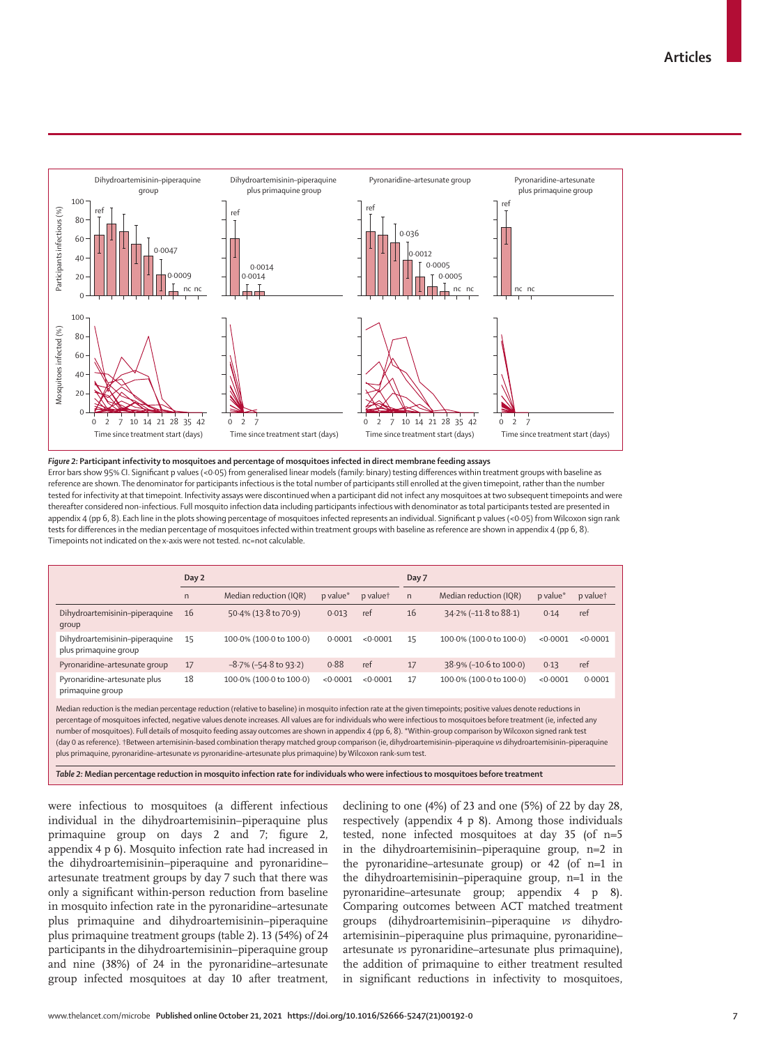**Figure 2: Participant infectivity to mosquitoes and percentage of mosquitoes infected in direct membrane feeding assays**

Error bars show 95% CI. Significant p values (<0·05) from generalised linear models (family: binary) testing differences within treatment groups with baseline as reference are shown. The denominator for participants infectious is the total number of participants still enrolled at the given timepoint, rather than the number tested for infectivity at that timepoint. Infectivity assays were discontinued when a participant did not infect any mosquitoes at two subsequent timepoints and were thereafter considered non-infectious. Full mosquito infection data including participants infectious with denominator as total participants tested are presented in appendix 4 (pp 6, 8). Each line in the plots showing percentage of mosquitoes infected represents an individual. Significant p values (<0·05) from Wilcoxon sign rank tests for differences in the median percentage of mosquitoes infected within treatment groups with baseline as reference are shown in appendix 4 (pp 6, 8). Timepoints not indicated on the x-axis were not tested. nc=not calculable.

| | Day 2 | | | | Day 7 | | | |
|---|---|---|---|---|---|---|---|---|
| | n | Median reduction (IQR) | p value* | p value† | n | Median reduction (IQR) | p value* | p value† |
| Dihydroartemisinin–piperaquine group | 16 | 50·4% (13·8 to 70·9) | 0·013 | ref | 16 | 34·2% (–11·8 to 88·1) | 0·14 | ref |
| Dihydroartemisinin–piperaquine plus primaquine group | 15 | 100·0% (100·0 to 100·0) | 0·0001 | <0·0001 | 15 | 100·0% (100·0 to 100·0) | <0·0001 | <0·0001 |
| Pyronaridine–artesunate group | 17 | –8·7% (–54·8 to 93·2) | 0·88 | ref | 17 | 38·9% (–10·6 to 100·0) | 0·13 | ref |
| Pyronaridine–artesunate plus primaquine group | 18 | 100·0% (100·0 to 100·0) | <0·0001 | <0·0001 | 17 | 100·0% (100·0 to 100·0) | <0·0001 | 0·0001 |

Median reduction is the median percentage reduction (relative to baseline) in mosquito infection rate at the given timepoints; positive values denote reductions in percentage of mosquitoes infected, negative values denote increases. All values are for individuals who were infectious to mosquitoes before treatment (ie, infected any number of mosquitoes). Full details of mosquito feeding assay outcomes are shown in appendix 4 (pp 6, 8). *Within-group comparison by Wilcoxon signed rank test (day 0 as reference). †Between artemisinin-based combination therapy matched group comparison (ie, dihydroartemisinin–piperaquine *vs* dihydroartemisinin–piperaquine plus primaquine, pyronaridine–artesunate *vs* pyronaridine–artesunate plus primaquine) by Wilcoxon rank-sum test.

**Table 2: Median percentage reduction in mosquito infection rate for individuals who were infectious to mosquitoes before treatment**

were infectious to mosquitoes (a different infectious individual in the dihydroartemisinin–piperaquine plus primaquine group on days 2 and 7; figure 2, appendix 4 p 6). Mosquito infection rate had increased in the dihydroartemisinin–piperaquine and pyronaridine–artesunate treatment groups by day 7 such that there was only a significant within-person reduction from baseline in mosquito infection rate in the pyronaridine–artesunate plus primaquine and dihydroartemisinin–piperaquine plus primaquine treatment groups (table 2). 13 (54%) of 24 participants in the dihydroartemisinin–piperaquine group and nine (38%) of 24 in the pyronaridine–artesunate group infected mosquitoes at day 10 after treatment, declining to one (4%) of 23 and one (5%) of 22 by day 28, respectively (appendix 4 p 8). Among those individuals tested, none infected mosquitoes at day 35 (of n=5 in the dihydroartemisinin–piperaquine group, n=2 in the pyronaridine–artesunate group) or 42 (of n=1 in the dihydroartemisinin–piperaquine group, n=1 in the pyronaridine–artesunate group; appendix 4 p 8). Comparing outcomes between ACT matched treatment groups (dihydroartemisinin–piperaquine *vs* dihydroartemisinin–piperaquine plus primaquine, pyronaridine–artesunate *vs* pyronaridine–artesunate plus primaquine), the addition of primaquine to either treatment resulted in significant reductions in infectivity to mosquitoes,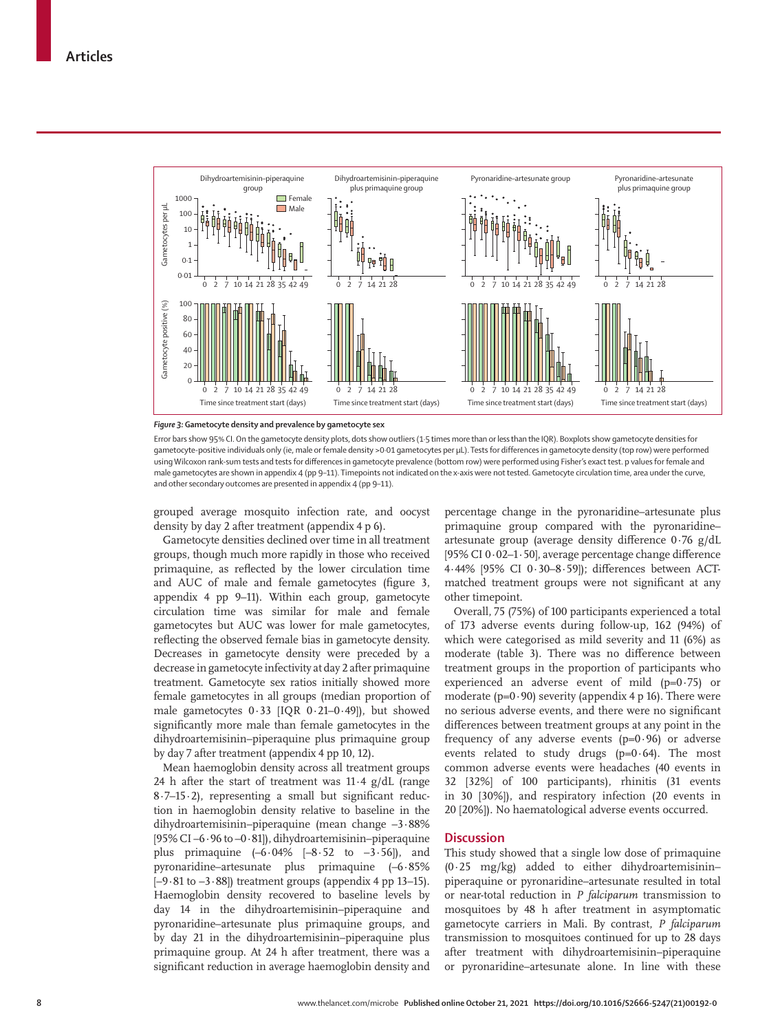Figure 3: Gametocyte density and prevalence by gametocyte sex

Error bars show 95% CI. On the gametocyte density plots, dots show outliers (1·5 times more than or less than the IQR). Boxplots show gametocyte densities for gametocyte-positive individuals only (ie, male or female density >0·01 gametocytes per µL). Tests for differences in gametocyte density (top row) were performed using Wilcoxon rank-sum tests and tests for differences in gametocyte prevalence (bottom row) were performed using Fisher's exact test. p values for female and male gametocytes are shown in appendix 4 (pp 9–11). Timepoints not indicated on the x-axis were not tested. Gametocyte circulation time, area under the curve, and other secondary outcomes are presented in appendix 4 (pp 9–11).

grouped average mosquito infection rate, and oocyst density by day 2 after treatment (appendix 4 p 6).

Gametocyte densities declined over time in all treatment groups, though much more rapidly in those who received primaquine, as reflected by the lower circulation time and AUC of male and female gametocytes (figure 3, appendix 4 pp 9–11). Within each group, gametocyte circulation time was similar for male and female gametocytes but AUC was lower for male gametocytes, reflecting the observed female bias in gametocyte density. Decreases in gametocyte density were preceded by a decrease in gametocyte infectivity at day 2 after primaquine treatment. Gametocyte sex ratios initially showed more female gametocytes in all groups (median proportion of male gametocytes 0·33 [IQR 0·21–0·49]), but showed significantly more male than female gametocytes in the dihydroartemisinin–piperaquine plus primaquine group by day 7 after treatment (appendix 4 pp 10, 12).

Mean haemoglobin density across all treatment groups 24 h after the start of treatment was 11·4 g/dL (range 8·7–15·2), representing a small but significant reduction in haemoglobin density relative to baseline in the dihydroartemisinin–piperaquine (mean change –3·88% [95% CI –6·96 to –0·81]), dihydroartemisinin–piperaquine plus primaquine (–6·04% [–8·52 to –3·56]), and pyronaridine–artesunate plus primaquine (–6·85% [–9·81 to –3·88]) treatment groups (appendix 4 pp 13–15). Haemoglobin density recovered to baseline levels by day 14 in the dihydroartemisinin–piperaquine and pyronaridine–artesunate plus primaquine groups, and by day 21 in the dihydroartemisinin–piperaquine plus primaquine group. At 24 h after treatment, there was a significant reduction in average haemoglobin density and percentage change in the pyronaridine–artesunate plus primaquine group compared with the pyronaridine–artesunate group (average density difference 0·76 g/dL [95% CI 0·02–1·50], average percentage change difference 4·44% [95% CI 0·30–8·59]); differences between ACT-matched treatment groups were not significant at any other timepoint.

Overall, 75 (75%) of 100 participants experienced a total of 173 adverse events during follow-up, 162 (94%) of which were categorised as mild severity and 11 (6%) as moderate (table 3). There was no difference between treatment groups in the proportion of participants who experienced an adverse event of mild (p=0·75) or moderate (p=0·90) severity (appendix 4 p 16). There were no serious adverse events, and there were no significant differences between treatment groups at any point in the frequency of any adverse events (p=0·96) or adverse events related to study drugs (p=0·64). The most common adverse events were headaches (40 events in 32 [32%] of 100 participants), rhinitis (31 events in 30 [30%]), and respiratory infection (20 events in 20 [20%]). No haematological adverse events occurred.

## Discussion

This study showed that a single low dose of primaquine (0·25 mg/kg) added to either dihydroartemisinin–piperaquine or pyronaridine–artesunate resulted in total or near-total reduction in *P falciparum* transmission to mosquitoes by 48 h after treatment in asymptomatic gametocyte carriers in Mali. By contrast, *P falciparum* transmission to mosquitoes continued for up to 28 days after treatment with dihydroartemisinin–piperaquine or pyronaridine–artesunate alone. In line with these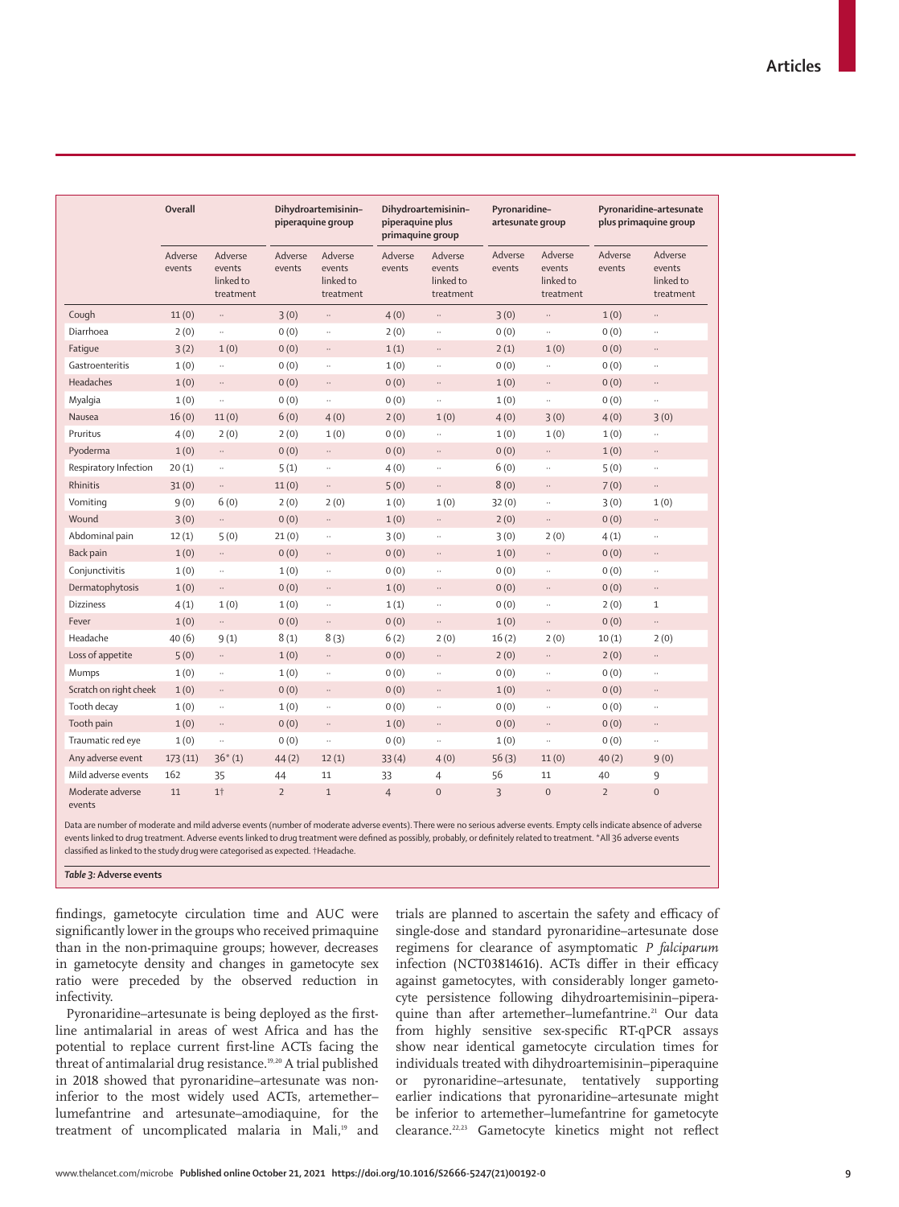| | Overall | | Dihydroartemisinin–piperaquine group | | Dihydroartemisinin–piperaquine plus primaquine group | | Pyronaridine–artesunate group | | Pyronaridine–artesunate plus primaquine group | |
|---|---|---|---|---|---|---|---|---|---|---|
| | Adverse events | Adverse events linked to treatment | Adverse events | Adverse events linked to treatment | Adverse events | Adverse events linked to treatment | Adverse events | Adverse events linked to treatment | Adverse events | Adverse events linked to treatment |
| Cough | 11 (0) | .. | 3 (0) | .. | 4 (0) | .. | 3 (0) | .. | 1 (0) | .. |
| Diarrhoea | 2 (0) | .. | 0 (0) | .. | 2 (0) | .. | 0 (0) | .. | 0 (0) | .. |
| Fatigue | 3 (2) | 1 (0) | 0 (0) | .. | 1 (1) | .. | 2 (1) | 1 (0) | 0 (0) | .. |
| Gastroenteritis | 1 (0) | .. | 0 (0) | .. | 1 (0) | .. | 0 (0) | .. | 0 (0) | .. |
| Headaches | 1 (0) | .. | 0 (0) | .. | 0 (0) | .. | 1 (0) | .. | 0 (0) | .. |
| Myalgia | 1 (0) | .. | 0 (0) | .. | 0 (0) | .. | 1 (0) | .. | 0 (0) | .. |
| Nausea | 16 (0) | 11 (0) | 6 (0) | 4 (0) | 2 (0) | 1 (0) | 4 (0) | 3 (0) | 4 (0) | 3 (0) |
| Pruritus | 4 (0) | 2 (0) | 2 (0) | 1 (0) | 0 (0) | .. | 1 (0) | 1 (0) | 1 (0) | .. |
| Pyoderma | 1 (0) | .. | 0 (0) | .. | 0 (0) | .. | 0 (0) | .. | 1 (0) | .. |
| Respiratory Infection | 20 (1) | .. | 5 (1) | .. | 4 (0) | .. | 6 (0) | .. | 5 (0) | .. |
| Rhinitis | 31 (0) | .. | 11 (0) | .. | 5 (0) | .. | 8 (0) | .. | 7 (0) | .. |
| Vomiting | 9 (0) | 6 (0) | 2 (0) | 2 (0) | 1 (0) | 1 (0) | 32 (0) | .. | 3 (0) | 1 (0) |
| Wound | 3 (0) | .. | 0 (0) | .. | 1 (0) | .. | 2 (0) | .. | 0 (0) | .. |
| Abdominal pain | 12 (1) | 5 (0) | 21 (0) | .. | 3 (0) | .. | 3 (0) | 2 (0) | 4 (1) | .. |
| Back pain | 1 (0) | .. | 0 (0) | .. | 0 (0) | .. | 1 (0) | .. | 0 (0) | .. |
| Conjunctivitis | 1 (0) | .. | 1 (0) | .. | 0 (0) | .. | 0 (0) | .. | 0 (0) | .. |
| Dermatophytosis | 1 (0) | .. | 0 (0) | .. | 1 (0) | .. | 0 (0) | .. | 0 (0) | .. |
| Dizziness | 4 (1) | 1 (0) | 1 (0) | .. | 1 (1) | .. | 0 (0) | .. | 2 (0) | 1 |
| Fever | 1 (0) | .. | 0 (0) | .. | 0 (0) | .. | 1 (0) | .. | 0 (0) | .. |
| Headache | 40 (6) | 9 (1) | 8 (1) | 8 (3) | 6 (2) | 2 (0) | 16 (2) | 2 (0) | 10 (1) | 2 (0) |
| Loss of appetite | 5 (0) | .. | 1 (0) | .. | 0 (0) | .. | 2 (0) | .. | 2 (0) | .. |
| Mumps | 1 (0) | .. | 1 (0) | .. | 0 (0) | .. | 0 (0) | .. | 0 (0) | .. |
| Scratch on right cheek | 1 (0) | .. | 0 (0) | .. | 0 (0) | .. | 1 (0) | .. | 0 (0) | .. |
| Tooth decay | 1 (0) | .. | 1 (0) | .. | 0 (0) | .. | 0 (0) | .. | 0 (0) | .. |
| Tooth pain | 1 (0) | .. | 0 (0) | .. | 1 (0) | .. | 0 (0) | .. | 0 (0) | .. |
| Traumatic red eye | 1 (0) | .. | 0 (0) | .. | 0 (0) | .. | 1 (0) | .. | 0 (0) | .. |
| Any adverse event | 173 (11) | 36* (1) | 44 (2) | 12 (1) | 33 (4) | 4 (0) | 56 (3) | 11 (0) | 40 (2) | 9 (0) |
| Mild adverse events | 162 | 35 | 44 | 11 | 33 | 4 | 56 | 11 | 40 | 9 |
| Moderate adverse events | 11 | 1† | 2 | 1 | 4 | 0 | 3 | 0 | 2 | 0 |

Data are number of moderate and mild adverse events (number of moderate adverse events). There were no serious adverse events. Empty cells indicate absence of adverse events linked to drug treatment. Adverse events linked to drug treatment were defined as possibly, probably, or definitely related to treatment. *All 36 adverse events classified as linked to the study drug were categorised as expected. †Headache.

***Table 3:*** **Adverse events**

findings, gametocyte circulation time and AUC were significantly lower in the groups who received primaquine than in the non-primaquine groups; however, decreases in gametocyte density and changes in gametocyte sex ratio were preceded by the observed reduction in infectivity.

Pyronaridine–artesunate is being deployed as the first-line antimalarial in areas of west Africa and has the potential to replace current first-line ACTs facing the threat of antimalarial drug resistance.[19,20] A trial published in 2018 showed that pyronaridine–artesunate was non-inferior to the most widely used ACTs, artemether–lumefantrine and artesunate–amodiaquine, for the treatment of uncomplicated malaria in Mali,[19] and trials are planned to ascertain the safety and efficacy of single-dose and standard pyronaridine–artesunate dose regimens for clearance of asymptomatic *P falciparum* infection (NCT03814616). ACTs differ in their efficacy against gametocytes, with considerably longer gametocyte persistence following dihydroartemisinin–piperaquine than after artemether–lumefantrine.[21] Our data from highly sensitive sex-specific RT-qPCR assays show near identical gametocyte circulation times for individuals treated with dihydroartemisinin–piperaquine or pyronaridine–artesunate, tentatively supporting earlier indications that pyronaridine–artesunate might be inferior to artemether–lumefantrine for gametocyte clearance.[22,23] Gametocyte kinetics might not reflect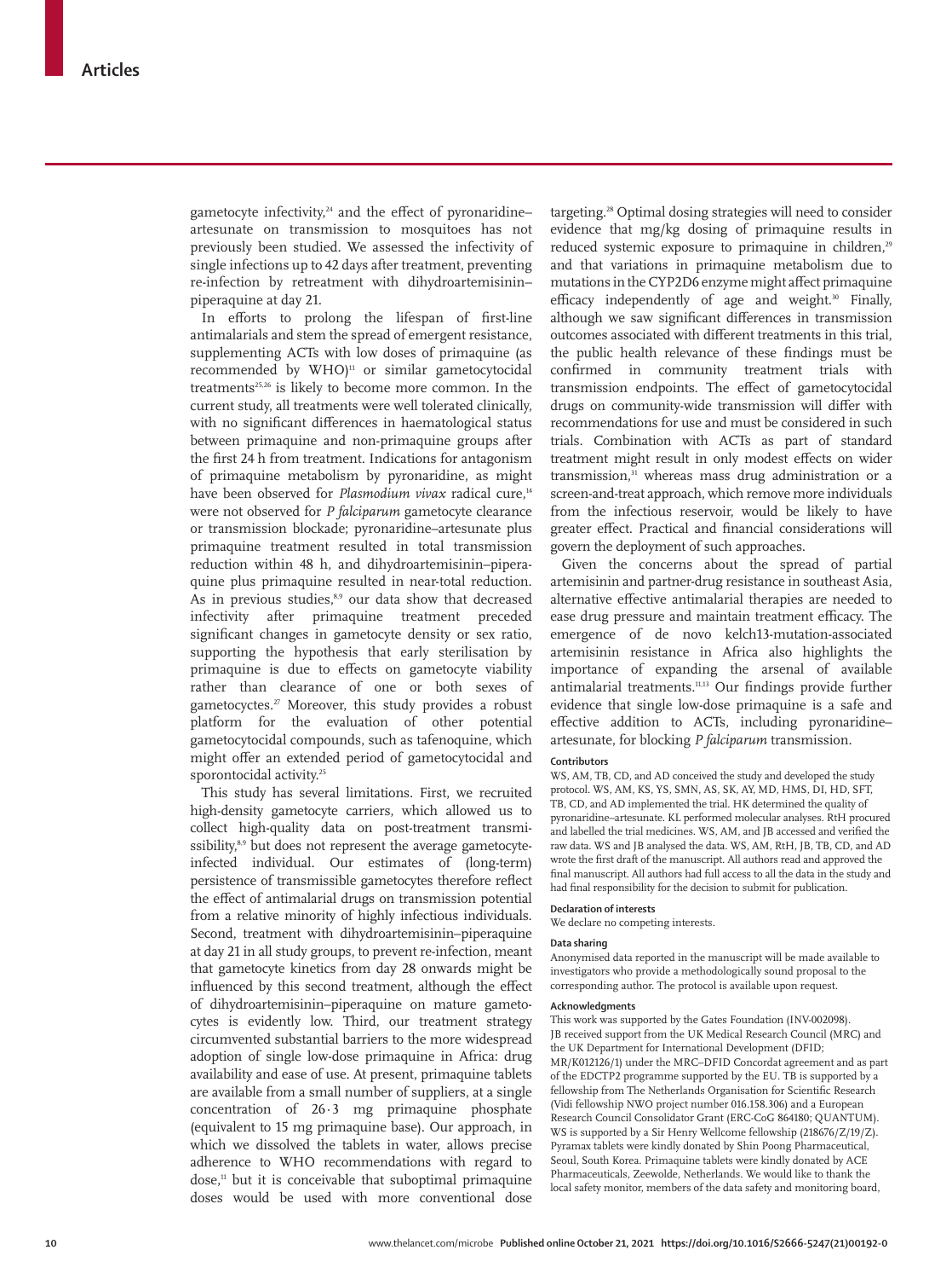gametocyte infectivity,[24] and the effect of pyronaridine–artesunate on transmission to mosquitoes has not previously been studied. We assessed the infectivity of single infections up to 42 days after treatment, preventing re-infection by retreatment with dihydroartemisinin–piperaquine at day 21.

In efforts to prolong the lifespan of first-line antimalarials and stem the spread of emergent resistance, supplementing ACTs with low doses of primaquine (as recommended by WHO)[11] or similar gametocytocidal treatments[25,26] is likely to become more common. In the current study, all treatments were well tolerated clinically, with no significant differences in haematological status between primaquine and non-primaquine groups after the first 24 h from treatment. Indications for antagonism of primaquine metabolism by pyronaridine, as might have been observed for *Plasmodium vivax* radical cure,[14] were not observed for *P falciparum* gametocyte clearance or transmission blockade; pyronaridine–artesunate plus primaquine treatment resulted in total transmission reduction within 48 h, and dihydroartemisinin–piperaquine plus primaquine resulted in near-total reduction. As in previous studies,[8,9] our data show that decreased infectivity after primaquine treatment preceded significant changes in gametocyte density or sex ratio, supporting the hypothesis that early sterilisation by primaquine is due to effects on gametocyte viability rather than clearance of one or both sexes of gametocytes.[27] Moreover, this study provides a robust platform for the evaluation of other potential gametocytocidal compounds, such as tafenoquine, which might offer an extended period of gametocytocidal and sporontocidal activity.[25]

This study has several limitations. First, we recruited high-density gametocyte carriers, which allowed us to collect high-quality data on post-treatment transmissibility,[8,9] but does not represent the average gametocyte-infected individual. Our estimates of (long-term) persistence of transmissible gametocytes therefore reflect the effect of antimalarial drugs on transmission potential from a relative minority of highly infectious individuals. Second, treatment with dihydroartemisinin–piperaquine at day 21 in all study groups, to prevent re-infection, meant that gametocyte kinetics from day 28 onwards might be influenced by this second treatment, although the effect of dihydroartemisinin–piperaquine on mature gametocytes is evidently low. Third, our treatment strategy circumvented substantial barriers to the more widespread adoption of single low-dose primaquine in Africa: drug availability and ease of use. At present, primaquine tablets are available from a small number of suppliers, at a single concentration of 26·3 mg primaquine phosphate (equivalent to 15 mg primaquine base). Our approach, in which we dissolved the tablets in water, allows precise adherence to WHO recommendations with regard to dose,[11] but it is conceivable that suboptimal primaquine doses would be used with more conventional dose targeting.[28] Optimal dosing strategies will need to consider evidence that mg/kg dosing of primaquine results in reduced systemic exposure to primaquine in children,[29] and that variations in primaquine metabolism due to mutations in the CYP2D6 enzyme might affect primaquine efficacy independently of age and weight.[30] Finally, although we saw significant differences in transmission outcomes associated with different treatments in this trial, the public health relevance of these findings must be confirmed in community treatment trials with transmission endpoints. The effect of gametocytocidal drugs on community-wide transmission will differ with recommendations for use and must be considered in such trials. Combination with ACTs as part of standard treatment might result in only modest effects on wider transmission,[31] whereas mass drug administration or a screen-and-treat approach, which remove more individuals from the infectious reservoir, would be likely to have greater effect. Practical and financial considerations will govern the deployment of such approaches.

Given the concerns about the spread of partial artemisinin and partner-drug resistance in southeast Asia, alternative effective antimalarial therapies are needed to ease drug pressure and maintain treatment efficacy. The emergence of de novo kelch13-mutation-associated artemisinin resistance in Africa also highlights the importance of expanding the arsenal of available antimalarial treatments.[11,13] Our findings provide further evidence that single low-dose primaquine is a safe and effective addition to ACTs, including pyronaridine–artesunate, for blocking *P falciparum* transmission.

#### Contributors

WS, AM, TB, CD, and AD conceived the study and developed the study protocol. WS, AM, KS, YS, SMN, AS, SK, AY, MD, HMS, DI, HD, SFT, TB, CD, and AD implemented the trial. HK determined the quality of pyronaridine–artesunate. KL performed molecular analyses. RtH procured and labelled the trial medicines. WS, AM, and JB accessed and verified the raw data. WS and JB analysed the data. WS, AM, RtH, JB, TB, CD, and AD wrote the first draft of the manuscript. All authors read and approved the final manuscript. All authors had full access to all the data in the study and had final responsibility for the decision to submit for publication.

#### Declaration of interests

We declare no competing interests.

#### Data sharing

Anonymised data reported in the manuscript will be made available to investigators who provide a methodologically sound proposal to the corresponding author. The protocol is available upon request.

#### Acknowledgments

This work was supported by the Gates Foundation (INV-002098). JB received support from the UK Medical Research Council (MRC) and the UK Department for International Development (DFID; MR/K012126/1) under the MRC–DFID Concordat agreement and as part of the EDCTP2 programme supported by the EU. TB is supported by a fellowship from The Netherlands Organisation for Scientific Research (Vidi fellowship NWO project number 016.158.306) and a European Research Council Consolidator Grant (ERC-CoG 864180; QUANTUM). WS is supported by a Sir Henry Wellcome fellowship (218676/Z/19/Z). Pyramax tablets were kindly donated by Shin Poong Pharmaceutical, Seoul, South Korea. Primaquine tablets were kindly donated by ACE Pharmaceuticals, Zeewolde, Netherlands. We would like to thank the local safety monitor, members of the data safety and monitoring board,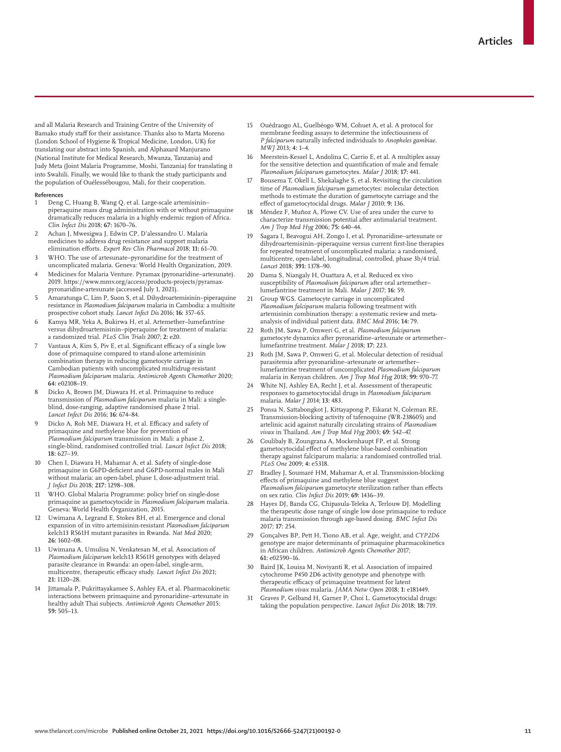and all Malaria Research and Training Centre of the University of Bamako study staff for their assistance. Thanks also to Marta Moreno (London School of Hygiene & Tropical Medicine, London, UK) for translating our abstract into Spanish, and Alphaxard Manjurano (National Institute for Medical Research, Mwanza, Tanzania) and Judy Meta (Joint Malaria Programme, Moshi, Tanzania) for translating it into Swahili. Finally, we would like to thank the study participants and the population of Ouélessébougou, Mali, for their cooperation.

## References

1. Deng C, Huang B, Wang Q, et al. Large-scale artemisinin–piperaquine mass drug administration with or without primaquine dramatically reduces malaria in a highly endemic region of Africa. *Clin Infect Dis* 2018; **67:** 1670–76.
2. Achan J, Mwesigwa J, Edwin CP, D'alessandro U. Malaria medicines to address drug resistance and support malaria elimination efforts. *Expert Rev Clin Pharmacol* 2018; **11:** 61–70.
3. WHO. The use of artesunate–pyronaridine for the treatment of uncomplicated malaria. Geneva: World Health Organization, 2019.
4. Medicines for Malaria Venture. Pyramax (pyronaridine–artesunate). 2019. https://www.mmv.org/access/products-projects/pyramax-pyronaridine-artesunate (accessed July 1, 2021).
5. Amaratunga C, Lim P, Suon S, et al. Dihydroartemisinin–piperaquine resistance in *Plasmodium falciparum* malaria in Cambodia: a multisite prospective cohort study. *Lancet Infect Dis* 2016; **16:** 357–65.
6. Kamya MR, Yeka A, Bukirwa H, et al. Artemether–lumefantrine versus dihydroartemisinin–piperaquine for treatment of malaria: a randomized trial. *PLoS Clin Trials* 2007; **2:** e20.
7. Vantaux A, Kim S, Piv E, et al. Significant efficacy of a single low dose of primaquine compared to stand-alone artemisinin combination therapy in reducing gametocyte carriage in Cambodian patients with uncomplicated multidrug-resistant *Plasmodium falciparum* malaria. *Antimicrob Agents Chemother* 2020; **64:** e02108–19.
8. Dicko A, Brown JM, Diawara H, et al. Primaquine to reduce transmission of *Plasmodium falciparum* malaria in Mali: a single-blind, dose-ranging, adaptive randomised phase 2 trial. *Lancet Infect Dis* 2016; **16:** 674–84.
9. Dicko A, Roh ME, Diawara H, et al. Efficacy and safety of primaquine and methylene blue for prevention of *Plasmodium falciparum* transmission in Mali: a phase 2, single-blind, randomised controlled trial. *Lancet Infect Dis* 2018; **18:** 627–39.
10. Chen I, Diawara H, Mahamar A, et al. Safety of single-dose primaquine in G6PD-deficient and G6PD-normal males in Mali without malaria: an open-label, phase 1, dose-adjustment trial. *J Infect Dis* 2018; **217:** 1298–308.
11. WHO. Global Malaria Programme: policy brief on single-dose primaquine as gametocytocide in *Plasmodium falciparum* malaria. Geneva: World Health Organization, 2015.
12. Uwimana A, Legrand E, Stokes BH, et al. Emergence and clonal expansion of in vitro artemisinin-resistant *Plasmodium falciparum* kelch13 R561H mutant parasites in Rwanda. *Nat Med* 2020; **26:** 1602–08.
13. Uwimana A, Umulisa N, Venkatesan M, et al. Association of *Plasmodium falciparum* kelch13 R561H genotypes with delayed parasite clearance in Rwanda: an open-label, single-arm, multicentre, therapeutic efficacy study. *Lancet Infect Dis* 2021; **21:** 1120–28.
14. Jittamala P, Pukrittayakamee S, Ashley EA, et al. Pharmacokinetic interactions between primaquine and pyronaridine–artesunate in healthy adult Thai subjects. *Antimicrob Agents Chemother* 2015; **59:** 505–13.
15. Ouédraogo AL, Guelbéogo WM, Cohuet A, et al. A protocol for membrane feeding assays to determine the infectiousness of *P falciparum* naturally infected individuals to *Anopheles gambiae*. *MWJ* 2013; **4:** 1–4.
16. Meerstein-Kessel L, Andolina C, Carrio E, et al. A multiplex assay for the sensitive detection and quantification of male and female *Plasmodium falciparum* gametocytes. *Malar J* 2018; **17:** 441.
17. Bousema T, Okell L, Shekalaghe S, et al. Revisiting the circulation time of *Plasmodium falciparum* gametocytes: molecular detection methods to estimate the duration of gametocyte carriage and the effect of gametocytocidal drugs. *Malar J* 2010; **9:** 136.
18. Méndez F, Muñoz A, Plowe CV. Use of area under the curve to characterize transmission potential after antimalarial treatment. *Am J Trop Med Hyg* 2006; **75:** 640–44.
19. Sagara I, Beavogui AH, Zongo I, et al. Pyronaridine–artesunate or dihydroartemisinin–piperaquine versus current first-line therapies for repeated treatment of uncomplicated malaria: a randomised, multicentre, open-label, longitudinal, controlled, phase 3b/4 trial. *Lancet* 2018; **391:** 1378–90.
20. Dama S, Niangaly H, Ouattara A, et al. Reduced ex vivo susceptibility of *Plasmodium falciparum* after oral artemether–lumefantrine treatment in Mali. *Malar J* 2017; **16:** 59.
21. Group WGS. Gametocyte carriage in uncomplicated *Plasmodium falciparum* malaria following treatment with artemisinin combination therapy: a systematic review and meta-analysis of individual patient data. *BMC Med* 2016; **14:** 79.
22. Roth JM, Sawa P, Omweri G, et al. *Plasmodium falciparum* gametocyte dynamics after pyronaridine–artesunate or artemether–lumefantrine treatment. *Malar J* 2018; **17:** 223.
23. Roth JM, Sawa P, Omweri G, et al. Molecular detection of residual parasitemia after pyronaridine–artesunate or artemether–lumefantrine treatment of uncomplicated *Plasmodium falciparum* malaria in Kenyan children. *Am J Trop Med Hyg* 2018; **99:** 970–77.
24. White NJ, Ashley EA, Recht J, et al. Assessment of therapeutic responses to gametocytocidal drugs in *Plasmodium falciparum* malaria. *Malar J* 2014; **13:** 483.
25. Ponsa N, Sattabongkot J, Kittayapong P, Eikarat N, Coleman RE. Transmission-blocking activity of tafenoquine (WR-238605) and artelinic acid against naturally circulating strains of *Plasmodium vivax* in Thailand. *Am J Trop Med Hyg* 2003; **69:** 542–47.
26. Coulibaly B, Zoungrana A, Mockenhaupt FP, et al. Strong gametocytocidal effect of methylene blue-based combination therapy against falciparum malaria: a randomised controlled trial. *PLoS One* 2009; **4:** e5318.
27. Bradley J, Soumaré HM, Mahamar A, et al. Transmission-blocking effects of primaquine and methylene blue suggest *Plasmodium falciparum* gametocyte sterilization rather than effects on sex ratio. *Clin Infect Dis* 2019; **69:** 1436–39.
28. Hayes DJ, Banda CG, Chipasula-Teleka A, Terlouw DJ. Modelling the therapeutic dose range of single low dose primaquine to reduce malaria transmission through age-based dosing. *BMC Infect Dis* 2017; **17:** 254.
29. Gonçalves BP, Pett H, Tiono AB, et al. Age, weight, and *CYP2D6* genotype are major determinants of primaquine pharmacokinetics in African children. *Antimicrob Agents Chemother* 2017; **61:** e02590–16.
30. Baird JK, Louisa M, Noviyanti R, et al. Association of impaired cytochrome P450 2D6 activity genotype and phenotype with therapeutic efficacy of primaquine treatment for latent *Plasmodium vivax* malaria. *JAMA Netw Open* 2018; **1:** e181449.
31. Graves P, Gelband H, Garner P, Choi L. Gametocytocidal drugs: taking the population perspective. *Lancet Infect Dis* 2018; **18:** 719.